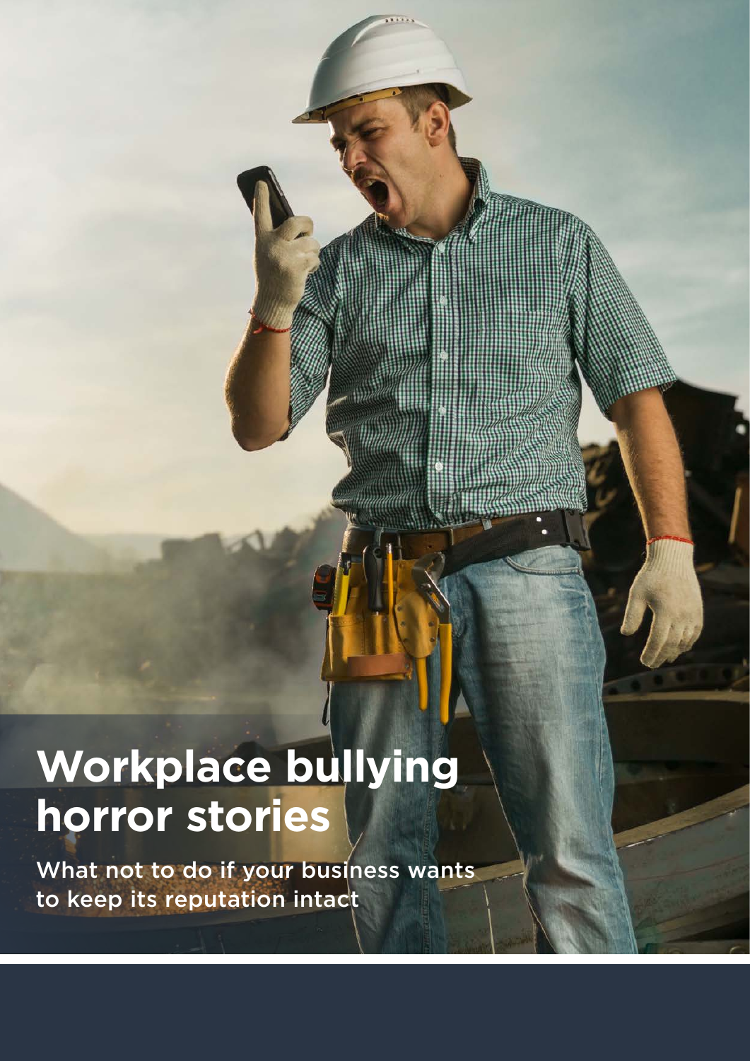# Workplace bullying horror stories

What not to do if your business wants to keep its reputation intact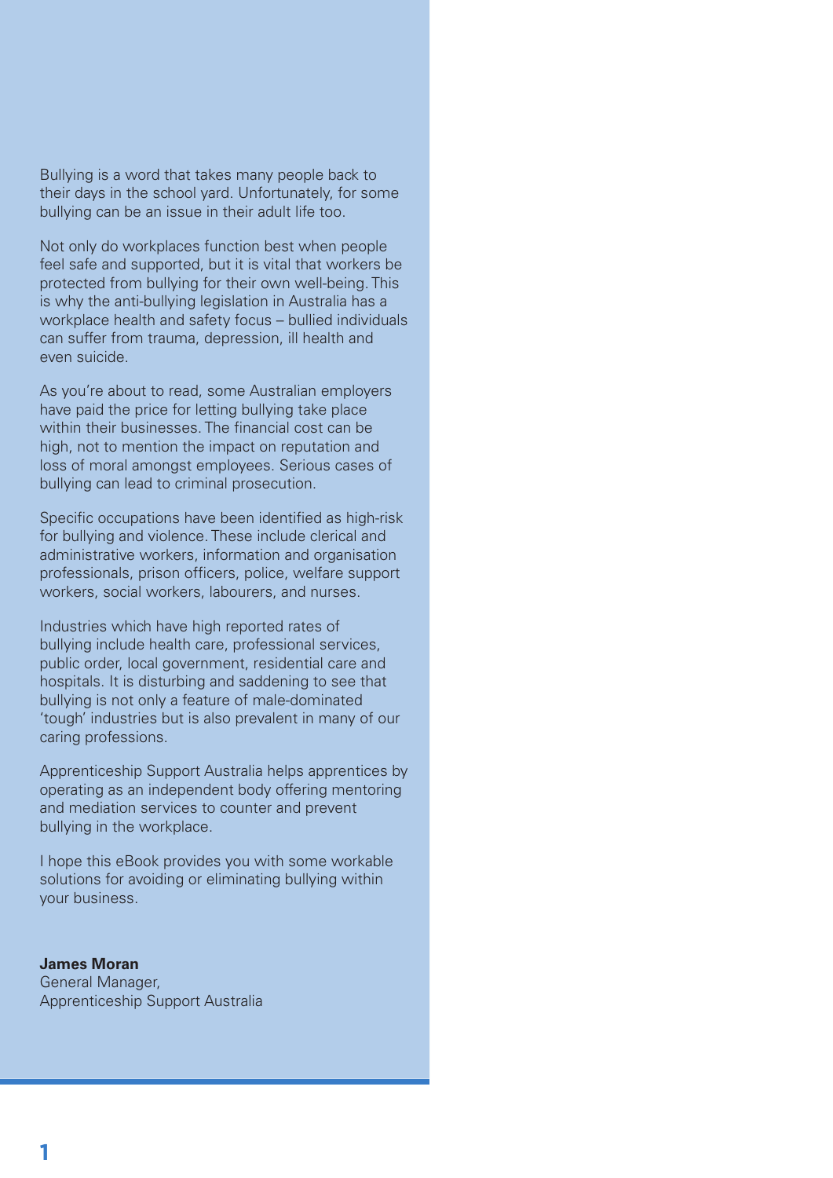Bullying is a word that takes many people back to their days in the school yard. Unfortunately, for some bullying can be an issue in their adult life too.

Not only do workplaces function best when people feel safe and supported, but it is vital that workers be protected from bullying for their own well-being. This is why the anti-bullying legislation in Australia has a workplace health and safety focus – bullied individuals can suffer from trauma, depression, ill health and even suicide.

As you're about to read, some Australian employers have paid the price for letting bullying take place within their businesses. The financial cost can be high, not to mention the impact on reputation and loss of moral amongst employees. Serious cases of bullying can lead to criminal prosecution.

Specific occupations have been identified as high-risk for bullying and violence. These include clerical and administrative workers, information and organisation professionals, prison officers, police, welfare support workers, social workers, labourers, and nurses.

Industries which have high reported rates of bullying include health care, professional services, public order, local government, residential care and hospitals. It is disturbing and saddening to see that bullying is not only a feature of male-dominated 'tough' industries but is also prevalent in many of our caring professions.

Apprenticeship Support Australia helps apprentices by operating as an independent body offering mentoring and mediation services to counter and prevent bullying in the workplace.

I hope this eBook provides you with some workable solutions for avoiding or eliminating bullying within your business.

**James Moran**
General Manager,
Apprenticeship Support Australia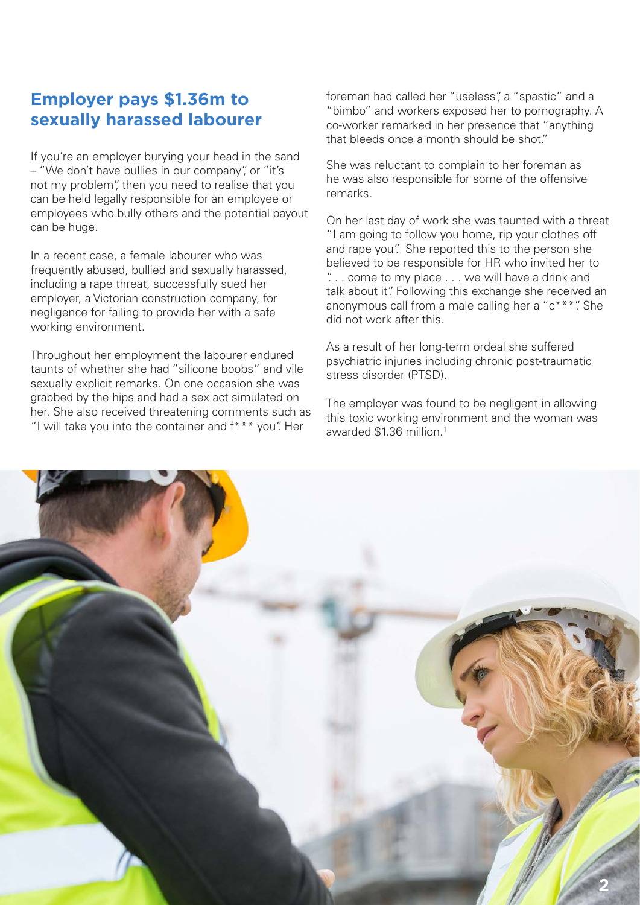## Employer pays $1.36m to sexually harassed labourer

If you're an employer burying your head in the sand – "We don't have bullies in our company", or "it's not my problem", then you need to realise that you can be held legally responsible for an employee or employees who bully others and the potential payout can be huge.

In a recent case, a female labourer who was frequently abused, bullied and sexually harassed, including a rape threat, successfully sued her employer, a Victorian construction company, for negligence for failing to provide her with a safe working environment.

Throughout her employment the labourer endured taunts of whether she had "silicone boobs" and vile sexually explicit remarks. On one occasion she was grabbed by the hips and had a sex act simulated on her. She also received threatening comments such as "I will take you into the container and f*** you". Her foreman had called her "useless", a "spastic" and a "bimbo" and workers exposed her to pornography. A co-worker remarked in her presence that "anything that bleeds once a month should be shot."

She was reluctant to complain to her foreman as he was also responsible for some of the offensive remarks.

On her last day of work she was taunted with a threat "I am going to follow you home, rip your clothes off and rape you". She reported this to the person she believed to be responsible for HR who invited her to ". . . come to my place . . . we will have a drink and talk about it". Following this exchange she received an anonymous call from a male calling her a "c***". She did not work after this.

As a result of her long-term ordeal she suffered psychiatric injuries including chronic post-traumatic stress disorder (PTSD).

The employer was found to be negligent in allowing this toxic working environment and the woman was awarded $1.36 million.[1]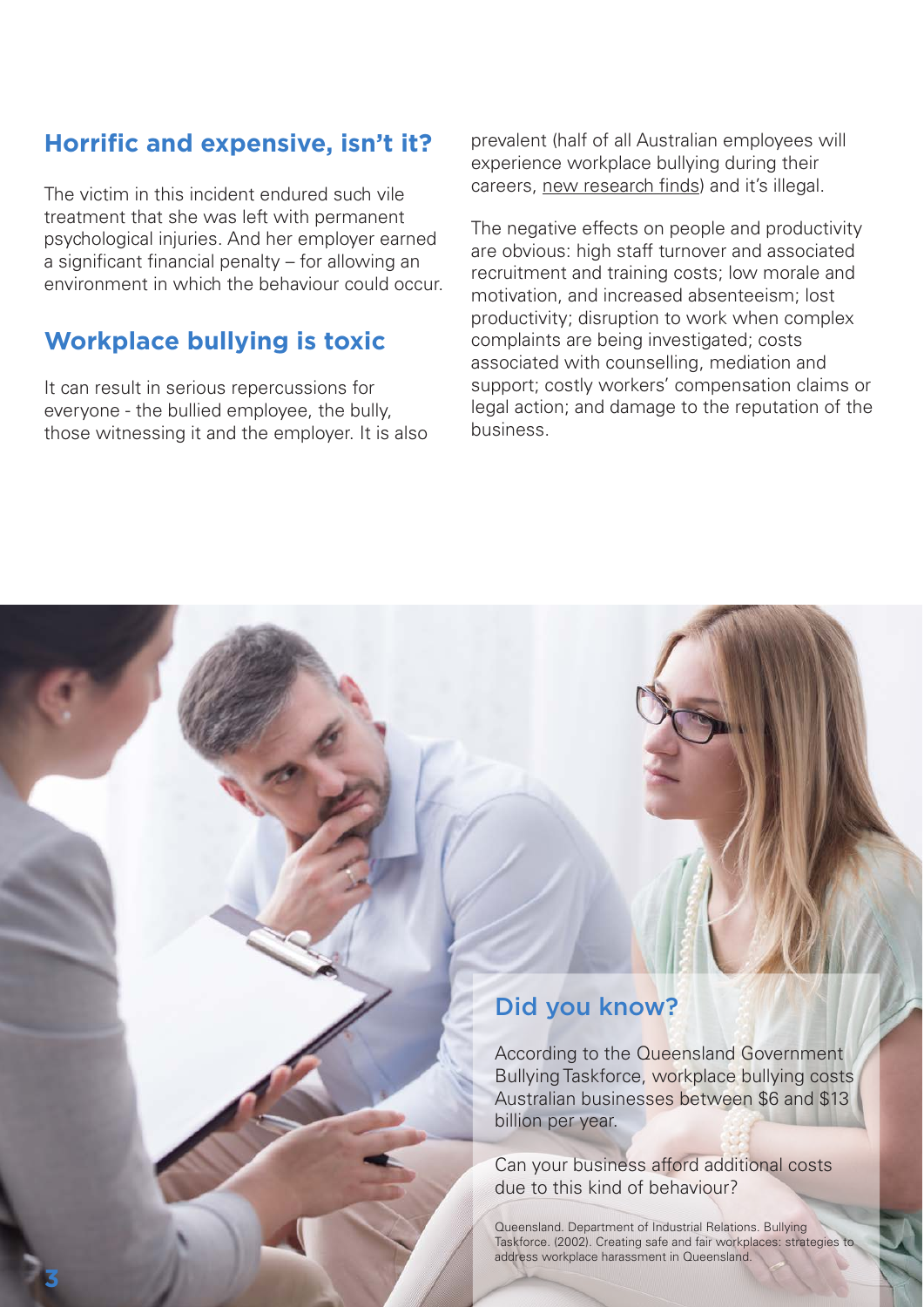## Horrific and expensive, isn't it?

The victim in this incident endured such vile treatment that she was left with permanent psychological injuries. And her employer earned a significant financial penalty – for allowing an environment in which the behaviour could occur.

## Workplace bullying is toxic

It can result in serious repercussions for everyone - the bullied employee, the bully, those witnessing it and the employer. It is also prevalent (half of all Australian employees will experience workplace bullying during their careers, new research finds) and it's illegal.

The negative effects on people and productivity are obvious: high staff turnover and associated recruitment and training costs; low morale and motivation, and increased absenteeism; lost productivity; disruption to work when complex complaints are being investigated; costs associated with counselling, mediation and support; costly workers' compensation claims or legal action; and damage to the reputation of the business.

### Did you know?

According to the Queensland Government Bullying Taskforce, workplace bullying costs Australian businesses between $6 and $13 billion per year.

Can your business afford additional costs due to this kind of behaviour?

Queensland. Department of Industrial Relations. Bullying Taskforce. (2002). Creating safe and fair workplaces: strategies to address workplace harassment in Queensland.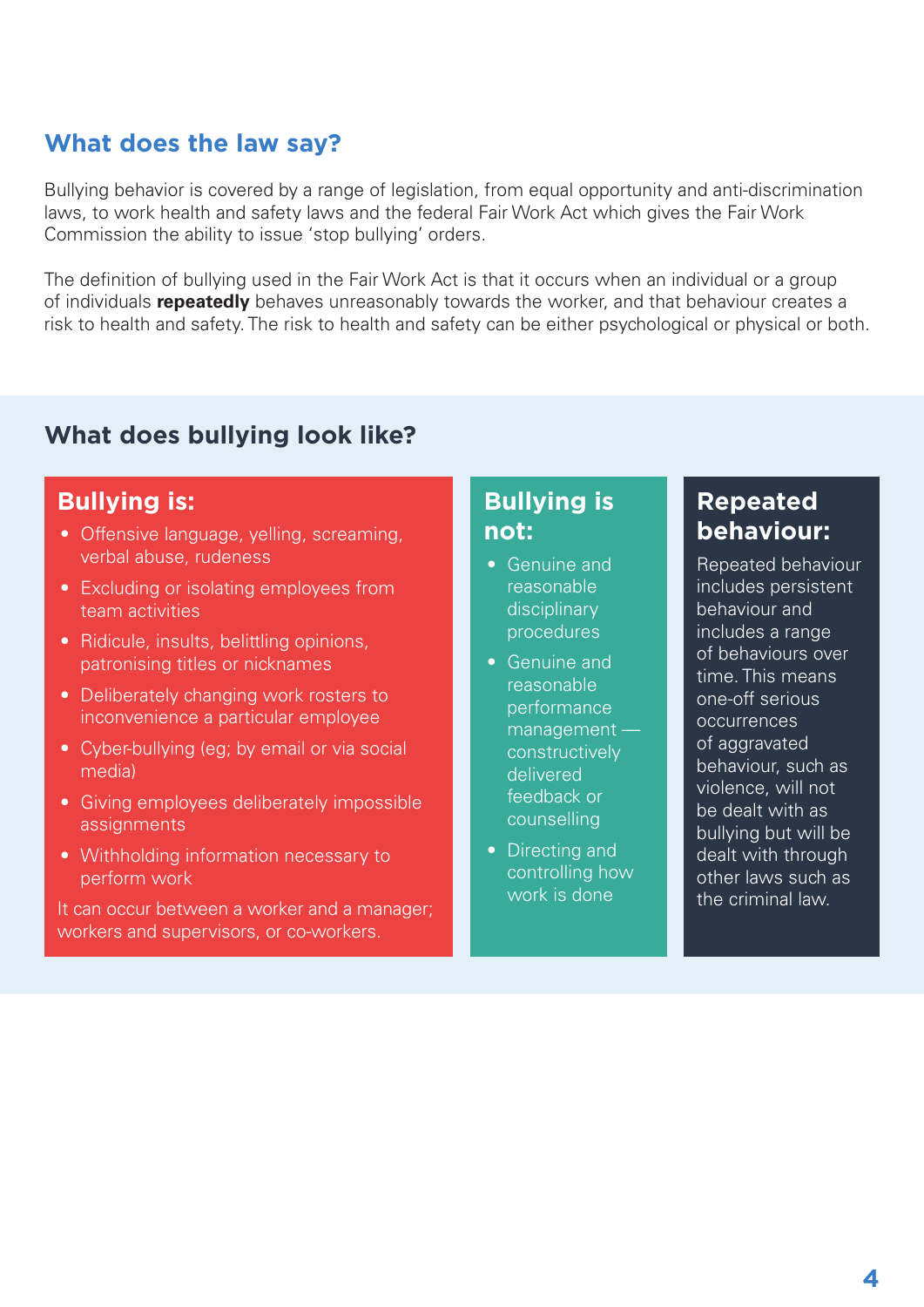## What does the law say?

Bullying behavior is covered by a range of legislation, from equal opportunity and anti-discrimination laws, to work health and safety laws and the federal Fair Work Act which gives the Fair Work Commission the ability to issue 'stop bullying' orders.

The definition of bullying used in the Fair Work Act is that it occurs when an individual or a group of individuals **repeatedly** behaves unreasonably towards the worker, and that behaviour creates a risk to health and safety. The risk to health and safety can be either psychological or physical or both.

## What does bullying look like?

### Bullying is:

- Offensive language, yelling, screaming, verbal abuse, rudeness
- Excluding or isolating employees from team activities
- Ridicule, insults, belittling opinions, patronising titles or nicknames
- Deliberately changing work rosters to inconvenience a particular employee
- Cyber-bullying (eg; by email or via social media)
- Giving employees deliberately impossible assignments
- Withholding information necessary to perform work

It can occur between a worker and a manager; workers and supervisors, or co-workers.

### Bullying is not:

- Genuine and reasonable disciplinary procedures
- Genuine and reasonable performance management — constructively delivered feedback or counselling
- Directing and controlling how work is done

### Repeated behaviour:

Repeated behaviour includes persistent behaviour and includes a range of behaviours over time. This means one-off serious occurrences of aggravated behaviour, such as violence, will not be dealt with as bullying but will be dealt with through other laws such as the criminal law.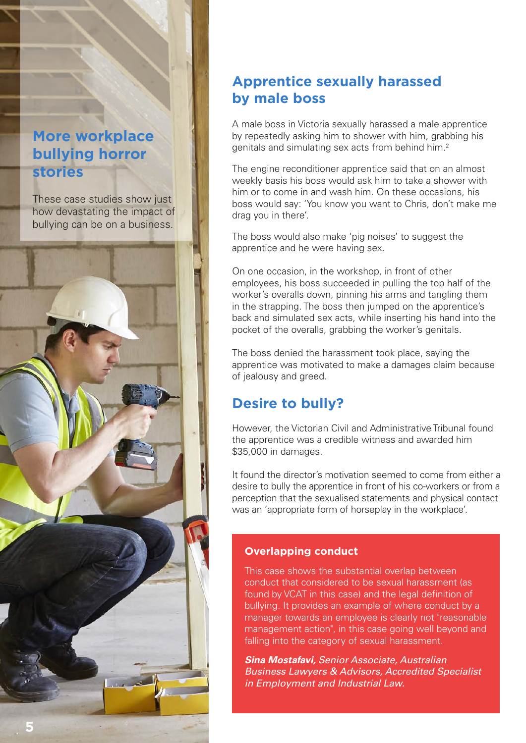## More workplace bullying horror stories

These case studies show just how devastating the impact of bullying can be on a business.

## Apprentice sexually harassed by male boss

A male boss in Victoria sexually harassed a male apprentice by repeatedly asking him to shower with him, grabbing his genitals and simulating sex acts from behind him.[2]

The engine reconditioner apprentice said that on an almost weekly basis his boss would ask him to take a shower with him or to come in and wash him. On these occasions, his boss would say: 'You know you want to Chris, don't make me drag you in there'.

The boss would also make 'pig noises' to suggest the apprentice and he were having sex.

On one occasion, in the workshop, in front of other employees, his boss succeeded in pulling the top half of the worker's overalls down, pinning his arms and tangling them in the strapping. The boss then jumped on the apprentice's back and simulated sex acts, while inserting his hand into the pocket of the overalls, grabbing the worker's genitals.

The boss denied the harassment took place, saying the apprentice was motivated to make a damages claim because of jealousy and greed.

## Desire to bully?

However, the Victorian Civil and Administrative Tribunal found the apprentice was a credible witness and awarded him $35,000 in damages.

It found the director's motivation seemed to come from either a desire to bully the apprentice in front of his co-workers or from a perception that the sexualised statements and physical contact was an 'appropriate form of horseplay in the workplace'.

### Overlapping conduct

This case shows the substantial overlap between conduct that considered to be sexual harassment (as found by VCAT in this case) and the legal definition of bullying. It provides an example of where conduct by a manager towards an employee is clearly not "reasonable management action", in this case going well beyond and falling into the category of sexual harassment.

***Sina Mostafavi,** Senior Associate, Australian Business Lawyers & Advisors, Accredited Specialist in Employment and Industrial Law.*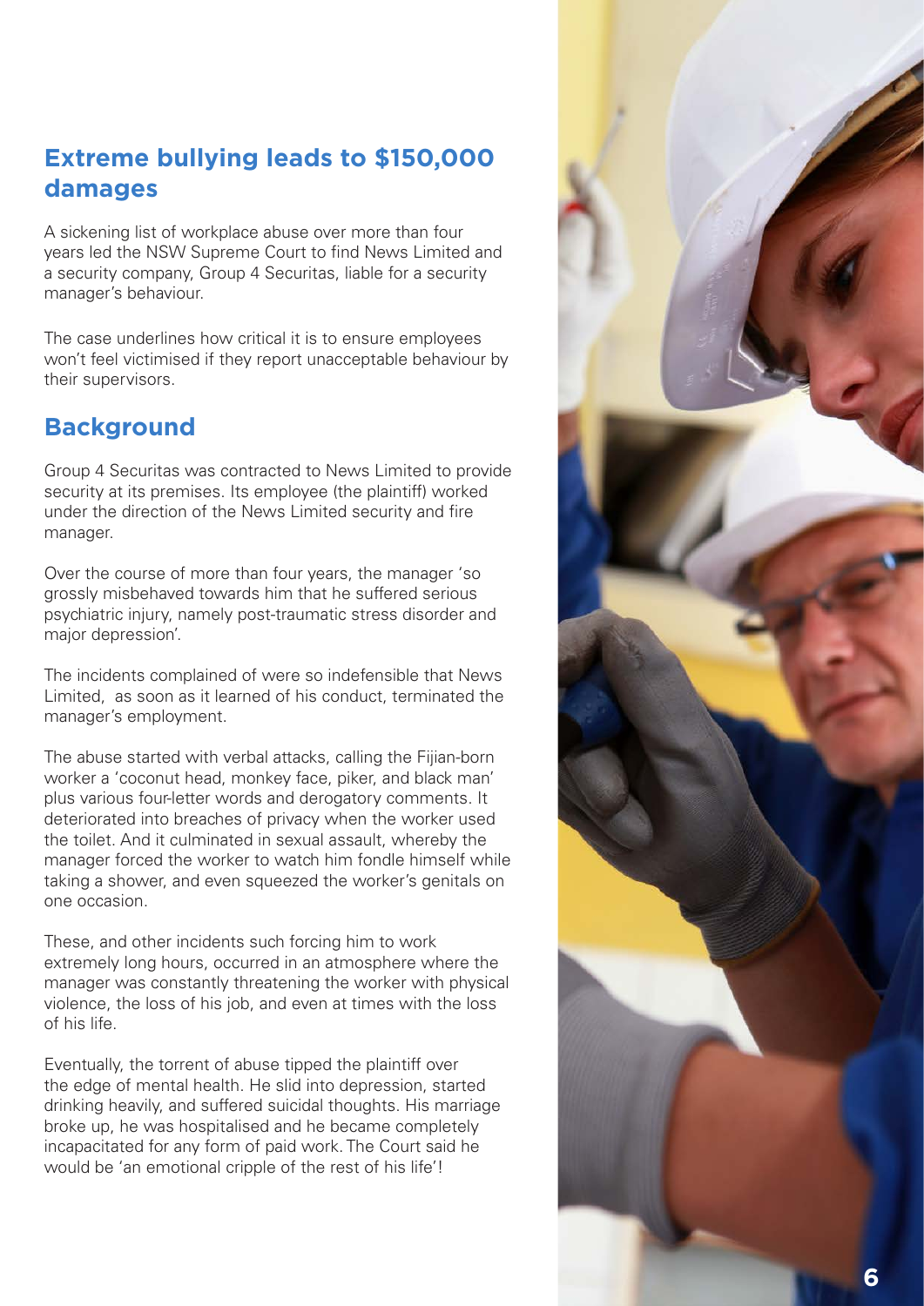## Extreme bullying leads to $150,000 damages

A sickening list of workplace abuse over more than four years led the NSW Supreme Court to find News Limited and a security company, Group 4 Securitas, liable for a security manager's behaviour.

The case underlines how critical it is to ensure employees won't feel victimised if they report unacceptable behaviour by their supervisors.

## Background

Group 4 Securitas was contracted to News Limited to provide security at its premises. Its employee (the plaintiff) worked under the direction of the News Limited security and fire manager.

Over the course of more than four years, the manager 'so grossly misbehaved towards him that he suffered serious psychiatric injury, namely post-traumatic stress disorder and major depression'.

The incidents complained of were so indefensible that News Limited, as soon as it learned of his conduct, terminated the manager's employment.

The abuse started with verbal attacks, calling the Fijian-born worker a 'coconut head, monkey face, piker, and black man' plus various four-letter words and derogatory comments. It deteriorated into breaches of privacy when the worker used the toilet. And it culminated in sexual assault, whereby the manager forced the worker to watch him fondle himself while taking a shower, and even squeezed the worker's genitals on one occasion.

These, and other incidents such forcing him to work extremely long hours, occurred in an atmosphere where the manager was constantly threatening the worker with physical violence, the loss of his job, and even at times with the loss of his life.

Eventually, the torrent of abuse tipped the plaintiff over the edge of mental health. He slid into depression, started drinking heavily, and suffered suicidal thoughts. His marriage broke up, he was hospitalised and he became completely incapacitated for any form of paid work. The Court said he would be 'an emotional cripple of the rest of his life'!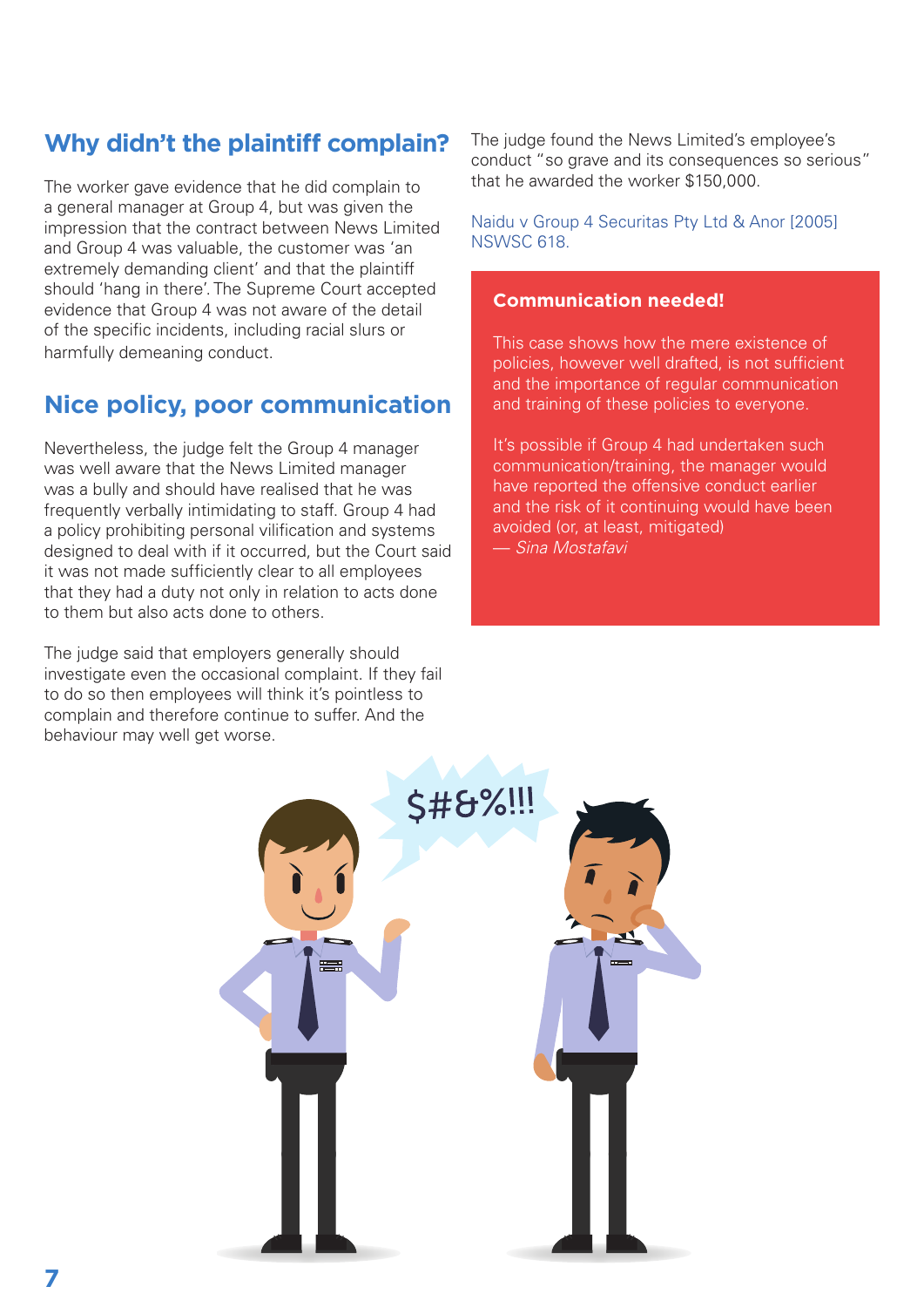## Why didn't the plaintiff complain?

The worker gave evidence that he did complain to a general manager at Group 4, but was given the impression that the contract between News Limited and Group 4 was valuable, the customer was 'an extremely demanding client' and that the plaintiff should 'hang in there'. The Supreme Court accepted evidence that Group 4 was not aware of the detail of the specific incidents, including racial slurs or harmfully demeaning conduct.

## Nice policy, poor communication

Nevertheless, the judge felt the Group 4 manager was well aware that the News Limited manager was a bully and should have realised that he was frequently verbally intimidating to staff. Group 4 had a policy prohibiting personal vilification and systems designed to deal with if it occurred, but the Court said it was not made sufficiently clear to all employees that they had a duty not only in relation to acts done to them but also acts done to others.

The judge said that employers generally should investigate even the occasional complaint. If they fail to do so then employees will think it's pointless to complain and therefore continue to suffer. And the behaviour may well get worse.

The judge found the News Limited's employee's conduct "so grave and its consequences so serious" that he awarded the worker $150,000.

Naidu v Group 4 Securitas Pty Ltd & Anor [2005] NSWSC 618.

**Communication needed!**

This case shows how the mere existence of policies, however well drafted, is not sufficient and the importance of regular communication and training of these policies to everyone.

It's possible if Group 4 had undertaken such communication/training, the manager would have reported the offensive conduct earlier and the risk of it continuing would have been avoided (or, at least, mitigated)
— *Sina Mostafavi*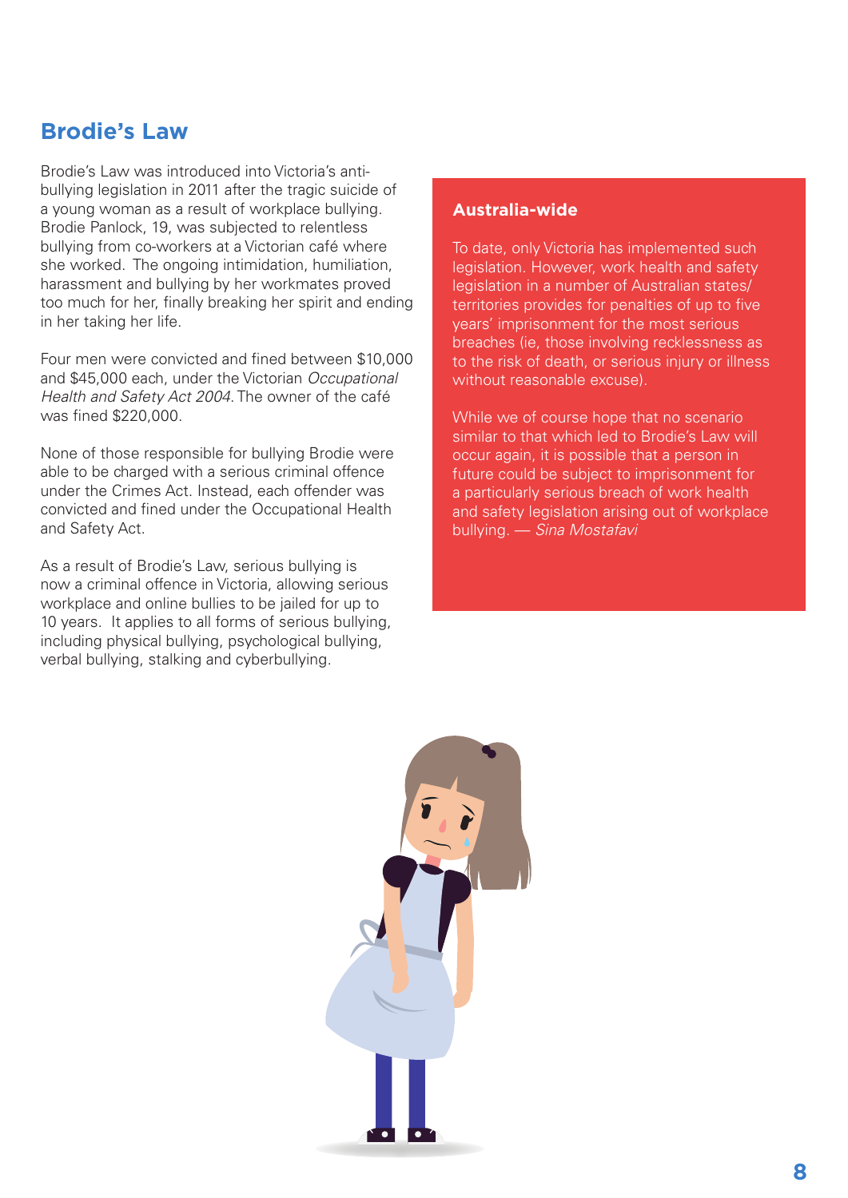## Brodie's Law

Brodie's Law was introduced into Victoria's anti-bullying legislation in 2011 after the tragic suicide of a young woman as a result of workplace bullying. Brodie Panlock, 19, was subjected to relentless bullying from co-workers at a Victorian café where she worked. The ongoing intimidation, humiliation, harassment and bullying by her workmates proved too much for her, finally breaking her spirit and ending in her taking her life.

Four men were convicted and fined between $10,000 and $45,000 each, under the Victorian *Occupational Health and Safety Act 2004*. The owner of the café was fined $220,000.

None of those responsible for bullying Brodie were able to be charged with a serious criminal offence under the Crimes Act. Instead, each offender was convicted and fined under the Occupational Health and Safety Act.

As a result of Brodie's Law, serious bullying is now a criminal offence in Victoria, allowing serious workplace and online bullies to be jailed for up to 10 years. It applies to all forms of serious bullying, including physical bullying, psychological bullying, verbal bullying, stalking and cyberbullying.

### Australia-wide

To date, only Victoria has implemented such legislation. However, work health and safety legislation in a number of Australian states/territories provides for penalties of up to five years' imprisonment for the most serious breaches (ie, those involving recklessness as to the risk of death, or serious injury or illness without reasonable excuse).

While we of course hope that no scenario similar to that which led to Brodie's Law will occur again, it is possible that a person in future could be subject to imprisonment for a particularly serious breach of work health and safety legislation arising out of workplace bullying. — *Sina Mostafavi*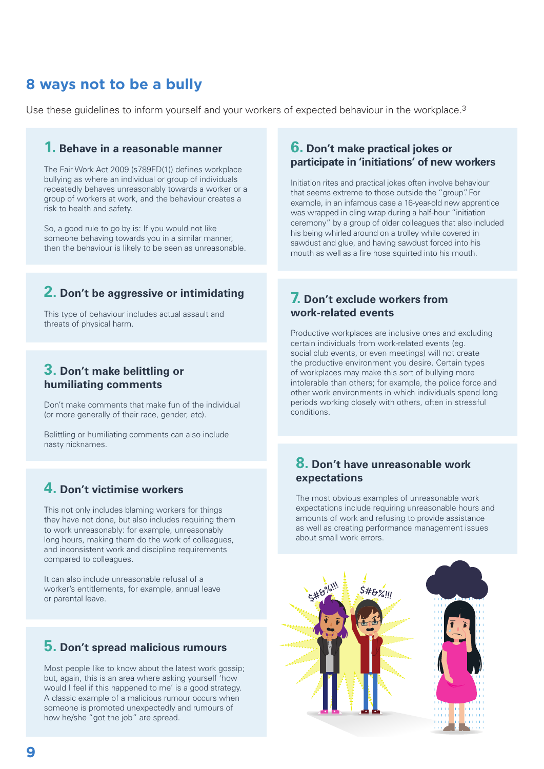## 8 ways not to be a bully

Use these guidelines to inform yourself and your workers of expected behaviour in the workplace.[3]

### 1. Behave in a reasonable manner

The Fair Work Act 2009 (s789FD(1)) defines workplace bullying as where an individual or group of individuals repeatedly behaves unreasonably towards a worker or a group of workers at work, and the behaviour creates a risk to health and safety.

So, a good rule to go by is: If you would not like someone behaving towards you in a similar manner, then the behaviour is likely to be seen as unreasonable.

### 2. Don't be aggressive or intimidating

This type of behaviour includes actual assault and threats of physical harm.

### 3. Don't make belittling or humiliating comments

Don't make comments that make fun of the individual (or more generally of their race, gender, etc).

Belittling or humiliating comments can also include nasty nicknames.

### 4. Don't victimise workers

This not only includes blaming workers for things they have not done, but also includes requiring them to work unreasonably: for example, unreasonably long hours, making them do the work of colleagues, and inconsistent work and discipline requirements compared to colleagues.

It can also include unreasonable refusal of a worker's entitlements, for example, annual leave or parental leave.

### 5. Don't spread malicious rumours

Most people like to know about the latest work gossip; but, again, this is an area where asking yourself 'how would I feel if this happened to me' is a good strategy. A classic example of a malicious rumour occurs when someone is promoted unexpectedly and rumours of how he/she "got the job" are spread.

### 6. Don't make practical jokes or participate in 'initiations' of new workers

Initiation rites and practical jokes often involve behaviour that seems extreme to those outside the "group". For example, in an infamous case a 16-year-old new apprentice was wrapped in cling wrap during a half-hour "initiation ceremony" by a group of older colleagues that also included his being whirled around on a trolley while covered in sawdust and glue, and having sawdust forced into his mouth as well as a fire hose squirted into his mouth.

### 7. Don't exclude workers from work-related events

Productive workplaces are inclusive ones and excluding certain individuals from work-related events (eg. social club events, or even meetings) will not create the productive environment you desire. Certain types of workplaces may make this sort of bullying more intolerable than others; for example, the police force and other work environments in which individuals spend long periods working closely with others, often in stressful conditions.

### 8. Don't have unreasonable work expectations

The most obvious examples of unreasonable work expectations include requiring unreasonable hours and amounts of work and refusing to provide assistance as well as creating performance management issues about small work errors.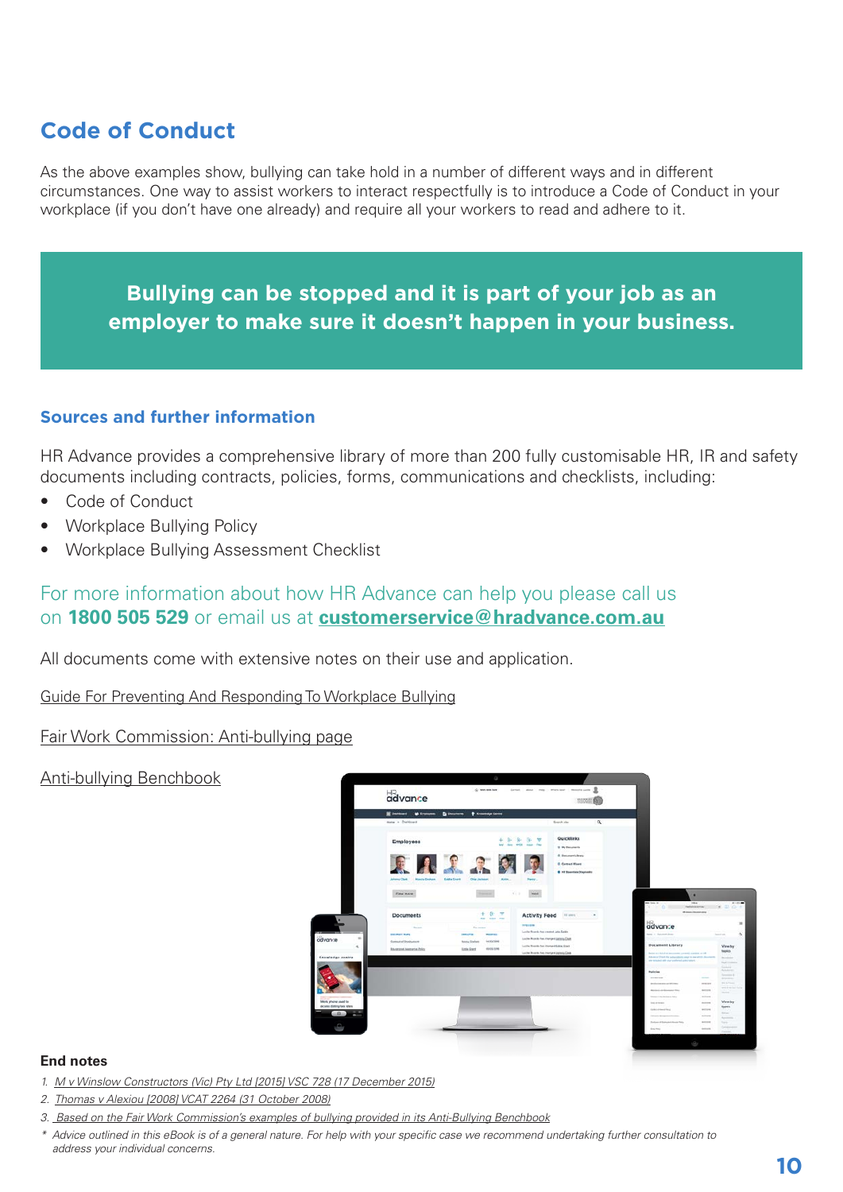## Code of Conduct

As the above examples show, bullying can take hold in a number of different ways and in different circumstances. One way to assist workers to interact respectfully is to introduce a Code of Conduct in your workplace (if you don't have one already) and require all your workers to read and adhere to it.

> **Bullying can be stopped and it is part of your job as an employer to make sure it doesn't happen in your business.**

### Sources and further information

HR Advance provides a comprehensive library of more than 200 fully customisable HR, IR and safety documents including contracts, policies, forms, communications and checklists, including:

- Code of Conduct
- Workplace Bullying Policy
- Workplace Bullying Assessment Checklist

For more information about how HR Advance can help you please call us on **1800 505 529** or email us at **customerservice@hradvance.com.au**

All documents come with extensive notes on their use and application.

Guide For Preventing And Responding To Workplace Bullying

Fair Work Commission: Anti-bullying page

Anti-bullying Benchbook

### End notes

1. *M v Winslow Constructors (Vic) Pty Ltd [2015] VSC 728 (17 December 2015)*
2. *Thomas v Alexiou [2008] VCAT 2264 (31 October 2008)*
3. *Based on the Fair Work Commission's examples of bullying provided in its Anti-Bullying Benchbook*

\* *Advice outlined in this eBook is of a general nature. For help with your specific case we recommend undertaking further consultation to address your individual concerns.*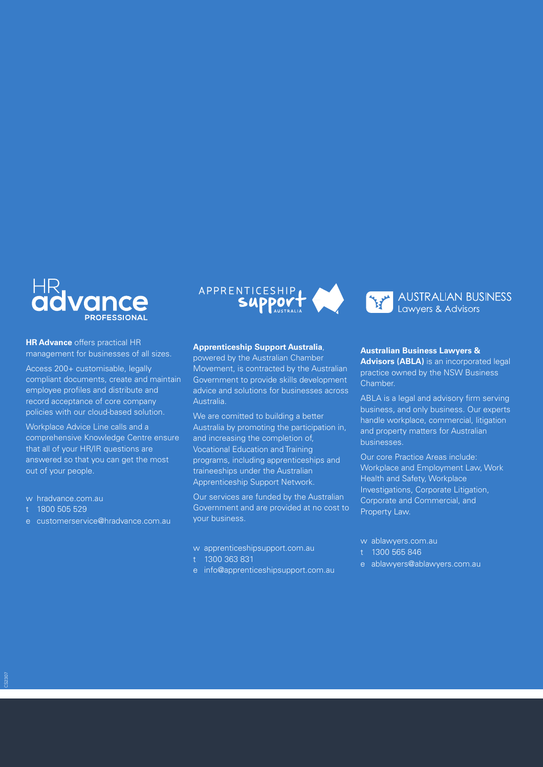HR advance PROFESSIONAL

**HR Advance** offers practical HR management for businesses of all sizes.

Access 200+ customisable, legally compliant documents, create and maintain employee profiles and distribute and record acceptance of core company policies with our cloud-based solution.

Workplace Advice Line calls and a comprehensive Knowledge Centre ensure that all of your HR/IR questions are answered so that you can get the most out of your people.

w hradvance.com.au
t 1800 505 529
e customerservice@hradvance.com.au

APPRENTICESHIP support AUSTRALIA

**Apprenticeship Support Australia**, powered by the Australian Chamber Movement, is contracted by the Australian Government to provide skills development advice and solutions for businesses across Australia.

We are comitted to building a better Australia by promoting the participation in, and increasing the completion of, Vocational Education and Training programs, including apprenticeships and traineeships under the Australian Apprenticeship Support Network.

Our services are funded by the Australian Government and are provided at no cost to your business.

w apprenticeshipsupport.com.au
t 1300 363 831
e info@apprenticeshipsupport.com.au

AUSTRALIAN BUSINESS Lawyers & Advisors

**Australian Business Lawyers & Advisors (ABLA)** is an incorporated legal practice owned by the NSW Business Chamber.

ABLA is a legal and advisory firm serving business, and only business. Our experts handle workplace, commercial, litigation and property matters for Australian businesses.

Our core Practice Areas include: Workplace and Employment Law, Work Health and Safety, Workplace Investigations, Corporate Litigation, Corporate and Commercial, and Property Law.

w ablawyers.com.au
t 1300 565 846
e ablawyers@ablawyers.com.au

CS2307